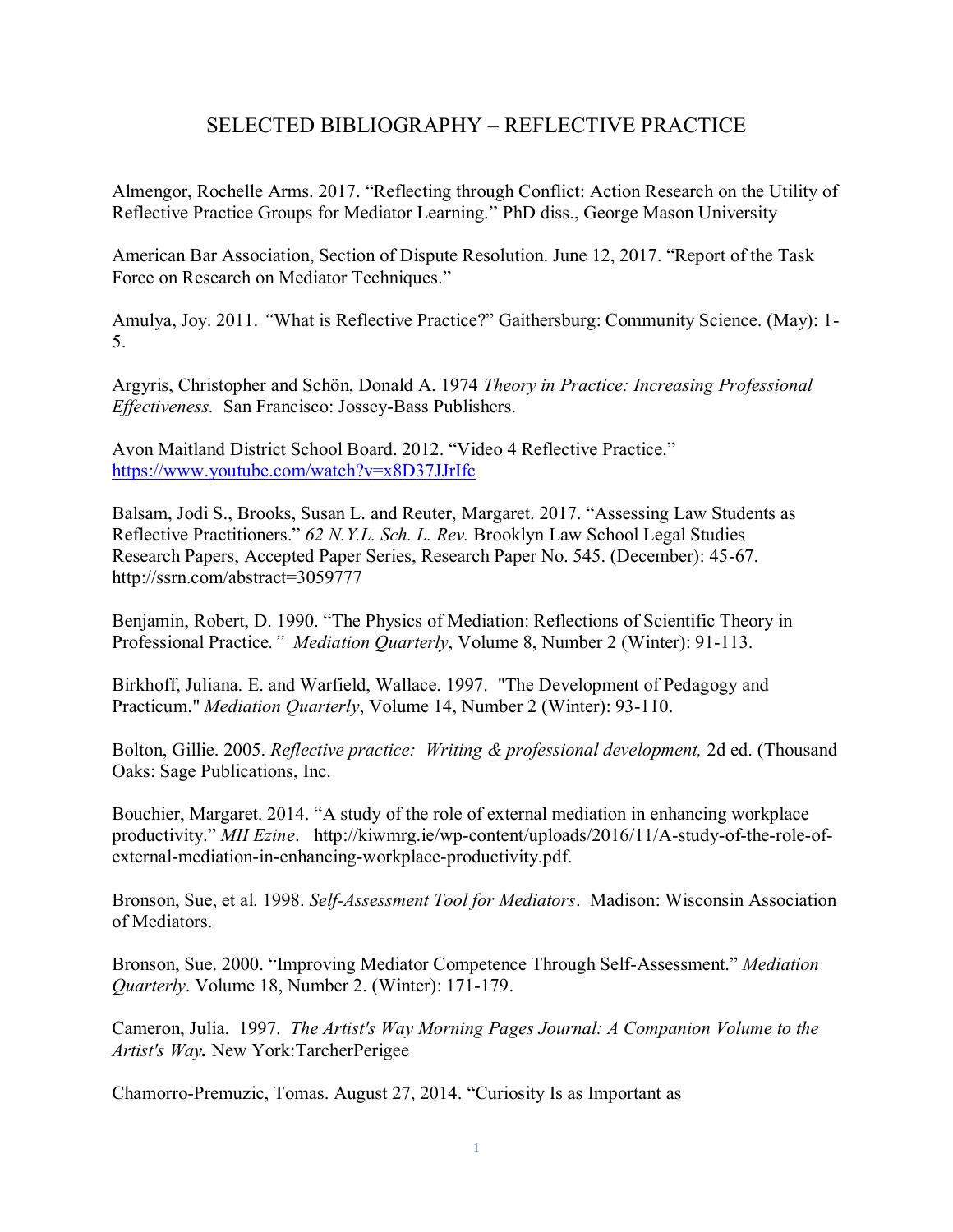# SELECTED BIBLIOGRAPHY – REFLECTIVE PRACTICE

Almengor, Rochelle Arms. 2017. "Reflecting through Conflict: Action Research on the Utility of Reflective Practice Groups for Mediator Learning." PhD diss., George Mason University

American Bar Association, Section of Dispute Resolution. June 12, 2017. "Report of the Task Force on Research on Mediator Techniques."

Amulya, Joy. 2011. *"*What is Reflective Practice?" Gaithersburg: Community Science. (May): 1-5.

Argyris, Christopher and Schön, Donald A. 1974 *Theory in Practice: Increasing Professional Effectiveness.* San Francisco: Jossey-Bass Publishers.

Avon Maitland District School Board. 2012. "Video 4 Reflective Practice." https://www.youtube.com/watch?v=x8D37JJrIfc

Balsam, Jodi S., Brooks, Susan L. and Reuter, Margaret. 2017. "Assessing Law Students as Reflective Practitioners." *62 N.Y.L. Sch. L. Rev.* Brooklyn Law School Legal Studies Research Papers, Accepted Paper Series, Research Paper No. 545. (December): 45-67. http://ssrn.com/abstract=3059777

Benjamin, Robert, D. 1990. "The Physics of Mediation: Reflections of Scientific Theory in Professional Practice*."* *Mediation Quarterly*, Volume 8, Number 2 (Winter): 91-113.

Birkhoff, Juliana. E. and Warfield, Wallace. 1997. "The Development of Pedagogy and Practicum." *Mediation Quarterly*, Volume 14, Number 2 (Winter): 93-110.

Bolton, Gillie. 2005. *Reflective practice: Writing & professional development,* 2d ed. (Thousand Oaks: Sage Publications, Inc.

Bouchier, Margaret. 2014. "A study of the role of external mediation in enhancing workplace productivity." *MII Ezine*. http://kiwmrg.ie/wp-content/uploads/2016/11/A-study-of-the-role-of-external-mediation-in-enhancing-workplace-productivity.pdf.

Bronson, Sue, et al. 1998. *Self-Assessment Tool for Mediators*. Madison: Wisconsin Association of Mediators.

Bronson, Sue. 2000. "Improving Mediator Competence Through Self-Assessment." *Mediation Quarterly*. Volume 18, Number 2. (Winter): 171-179.

Cameron, Julia. 1997. *The Artist's Way Morning Pages Journal: A Companion Volume to the Artist's Way***.** New York:TarcherPerigee

Chamorro-Premuzic, Tomas. August 27, 2014. "Curiosity Is as Important as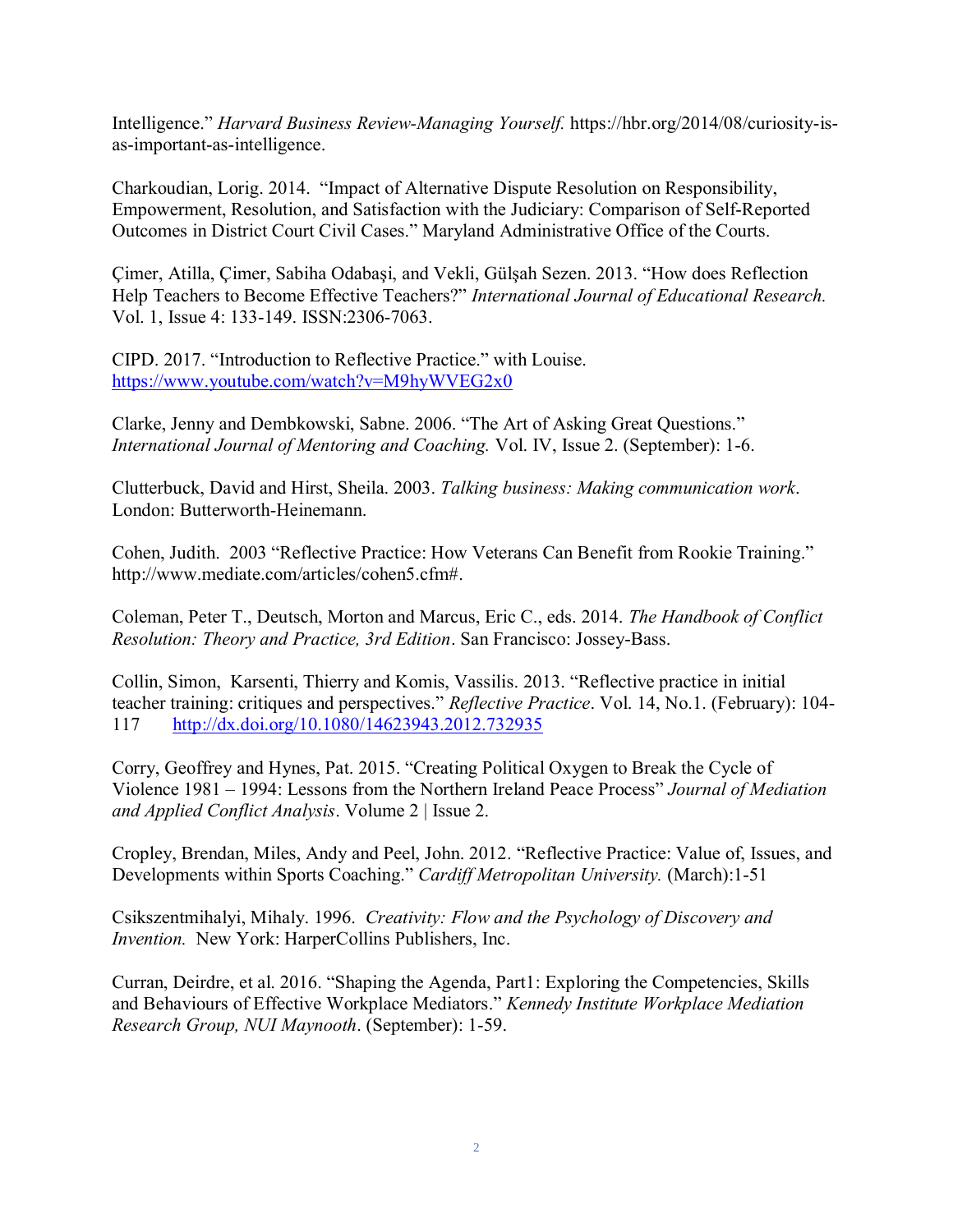Intelligence." *Harvard Business Review-Managing Yourself.* https://hbr.org/2014/08/curiosity-is-as-important-as-intelligence.

Charkoudian, Lorig. 2014. "Impact of Alternative Dispute Resolution on Responsibility, Empowerment, Resolution, and Satisfaction with the Judiciary: Comparison of Self-Reported Outcomes in District Court Civil Cases." Maryland Administrative Office of the Courts.

Çimer, Atilla, Çimer, Sabiha Odabaşi, and Vekli, Gülşah Sezen. 2013. "How does Reflection Help Teachers to Become Effective Teachers?" *International Journal of Educational Research.* Vol. 1, Issue 4: 133-149. ISSN:2306-7063.

CIPD. 2017. "Introduction to Reflective Practice." with Louise. https://www.youtube.com/watch?v=M9hyWVEG2x0

Clarke, Jenny and Dembkowski, Sabne. 2006. "The Art of Asking Great Questions." *International Journal of Mentoring and Coaching.* Vol. IV, Issue 2. (September): 1-6.

Clutterbuck, David and Hirst, Sheila. 2003. *Talking business: Making communication work*. London: Butterworth-Heinemann.

Cohen, Judith. 2003 "Reflective Practice: How Veterans Can Benefit from Rookie Training." http://www.mediate.com/articles/cohen5.cfm#.

Coleman, Peter T., Deutsch, Morton and Marcus, Eric C., eds. 2014. *The Handbook of Conflict Resolution: Theory and Practice, 3rd Edition*. San Francisco: Jossey-Bass.

Collin, Simon, Karsenti, Thierry and Komis, Vassilis. 2013. "Reflective practice in initial teacher training: critiques and perspectives." *Reflective Practice*. Vol. 14, No.1. (February): 104-117 http://dx.doi.org/10.1080/14623943.2012.732935

Corry, Geoffrey and Hynes, Pat. 2015. "Creating Political Oxygen to Break the Cycle of Violence 1981 – 1994: Lessons from the Northern Ireland Peace Process" *Journal of Mediation and Applied Conflict Analysis*. Volume 2 | Issue 2.

Cropley, Brendan, Miles, Andy and Peel, John. 2012. "Reflective Practice: Value of, Issues, and Developments within Sports Coaching." *Cardiff Metropolitan University.* (March):1-51

Csikszentmihalyi, Mihaly. 1996. *Creativity: Flow and the Psychology of Discovery and Invention.* New York: HarperCollins Publishers, Inc.

Curran, Deirdre, et al. 2016. "Shaping the Agenda, Part1: Exploring the Competencies, Skills and Behaviours of Effective Workplace Mediators." *Kennedy Institute Workplace Mediation Research Group, NUI Maynooth*. (September): 1-59.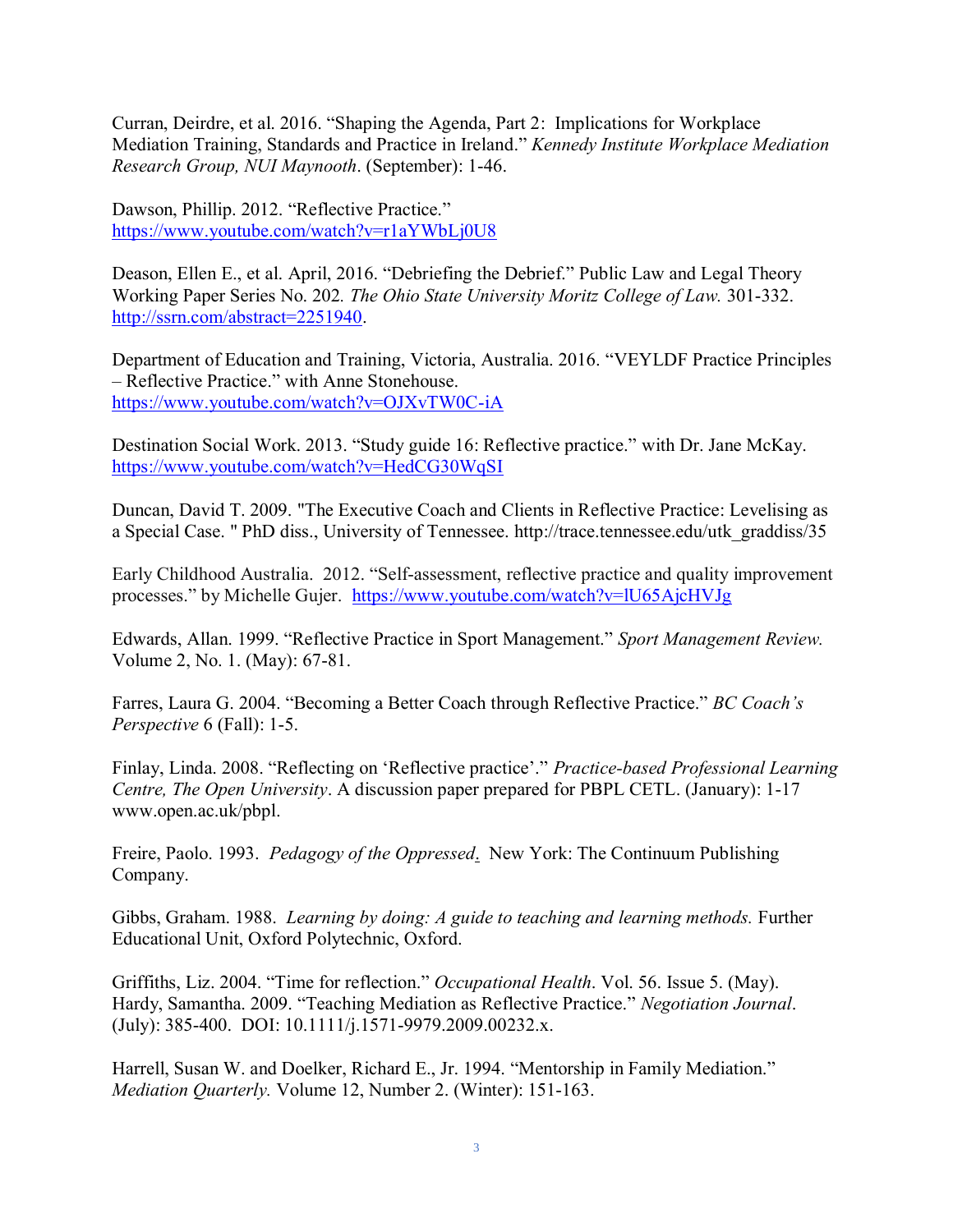Curran, Deirdre, et al. 2016. "Shaping the Agenda, Part 2: Implications for Workplace Mediation Training, Standards and Practice in Ireland." *Kennedy Institute Workplace Mediation Research Group, NUI Maynooth*. (September): 1-46.

Dawson, Phillip. 2012. "Reflective Practice." https://www.youtube.com/watch?v=r1aYWbLj0U8

Deason, Ellen E., et al. April, 2016. "Debriefing the Debrief." Public Law and Legal Theory Working Paper Series No. 202. *The Ohio State University Moritz College of Law.* 301-332. http://ssrn.com/abstract=2251940.

Department of Education and Training, Victoria, Australia. 2016. "VEYLDF Practice Principles – Reflective Practice." with Anne Stonehouse. https://www.youtube.com/watch?v=OJXvTW0C-iA

Destination Social Work. 2013. "Study guide 16: Reflective practice." with Dr. Jane McKay. https://www.youtube.com/watch?v=HedCG30WqSI

Duncan, David T. 2009. "The Executive Coach and Clients in Reflective Practice: Levelising as a Special Case. " PhD diss., University of Tennessee. http://trace.tennessee.edu/utk_graddiss/35

Early Childhood Australia. 2012. "Self-assessment, reflective practice and quality improvement processes." by Michelle Gujer. https://www.youtube.com/watch?v=lU65AjcHVJg

Edwards, Allan. 1999. "Reflective Practice in Sport Management." *Sport Management Review.* Volume 2, No. 1. (May): 67-81.

Farres, Laura G. 2004. "Becoming a Better Coach through Reflective Practice." *BC Coach's Perspective* 6 (Fall): 1-5.

Finlay, Linda. 2008. "Reflecting on 'Reflective practice'." *Practice-based Professional Learning Centre, The Open University*. A discussion paper prepared for PBPL CETL. (January): 1-17 www.open.ac.uk/pbpl.

Freire, Paolo. 1993. *Pedagogy of the Oppressed*. New York: The Continuum Publishing Company.

Gibbs, Graham. 1988. *Learning by doing: A guide to teaching and learning methods.* Further Educational Unit, Oxford Polytechnic, Oxford.

Griffiths, Liz. 2004. "Time for reflection." *Occupational Health*. Vol. 56. Issue 5. (May).
Hardy, Samantha. 2009. "Teaching Mediation as Reflective Practice." *Negotiation Journal*. (July): 385-400. DOI: 10.1111/j.1571-9979.2009.00232.x.

Harrell, Susan W. and Doelker, Richard E., Jr. 1994. "Mentorship in Family Mediation." *Mediation Quarterly.* Volume 12, Number 2. (Winter): 151-163.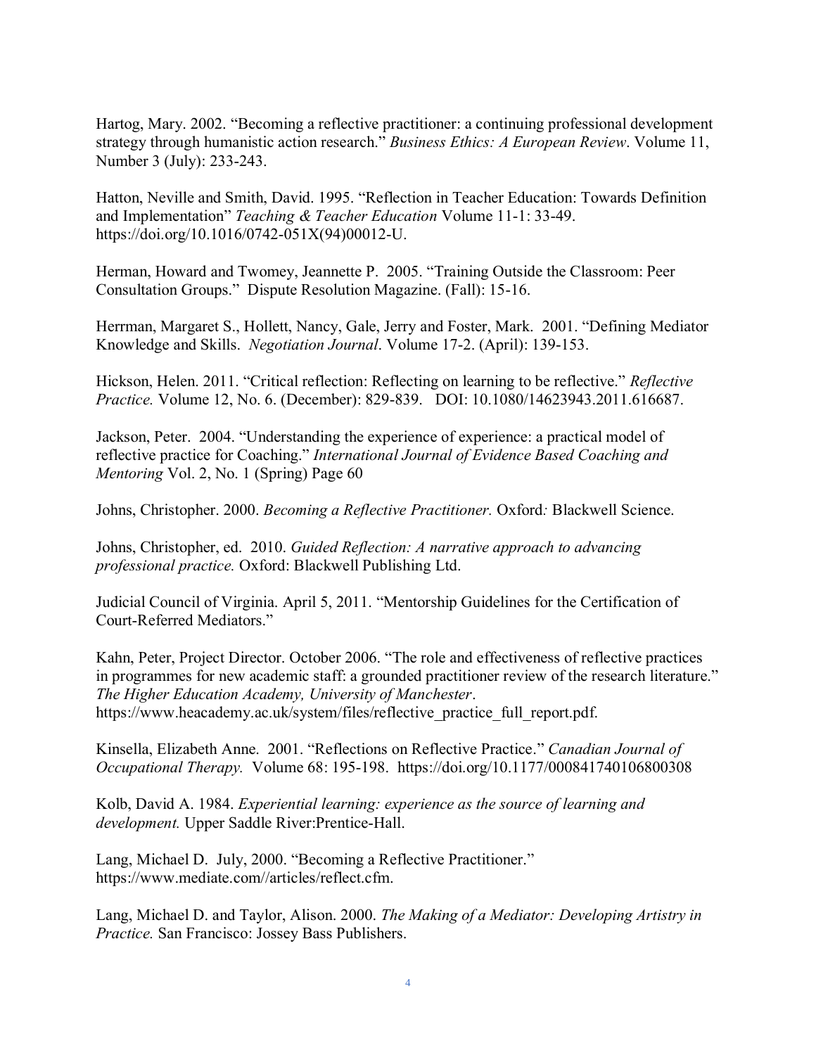Hartog, Mary. 2002. "Becoming a reflective practitioner: a continuing professional development strategy through humanistic action research." *Business Ethics: A European Review*. Volume 11, Number 3 (July): 233-243.

Hatton, Neville and Smith, David. 1995. "Reflection in Teacher Education: Towards Definition and Implementation" *Teaching & Teacher Education* Volume 11-1: 33-49. https://doi.org/10.1016/0742-051X(94)00012-U.

Herman, Howard and Twomey, Jeannette P. 2005. "Training Outside the Classroom: Peer Consultation Groups." Dispute Resolution Magazine. (Fall): 15-16.

Herrman, Margaret S., Hollett, Nancy, Gale, Jerry and Foster, Mark. 2001. "Defining Mediator Knowledge and Skills. *Negotiation Journal*. Volume 17-2. (April): 139-153.

Hickson, Helen. 2011. "Critical reflection: Reflecting on learning to be reflective." *Reflective Practice.* Volume 12, No. 6. (December): 829-839. DOI: 10.1080/14623943.2011.616687.

Jackson, Peter. 2004. "Understanding the experience of experience: a practical model of reflective practice for Coaching." *International Journal of Evidence Based Coaching and Mentoring* Vol. 2, No. 1 (Spring) Page 60

Johns, Christopher. 2000. *Becoming a Reflective Practitioner.* Oxford*:* Blackwell Science.

Johns, Christopher, ed. 2010. *Guided Reflection: A narrative approach to advancing professional practice.* Oxford: Blackwell Publishing Ltd.

Judicial Council of Virginia. April 5, 2011. "Mentorship Guidelines for the Certification of Court-Referred Mediators."

Kahn, Peter, Project Director. October 2006. "The role and effectiveness of reflective practices in programmes for new academic staff: a grounded practitioner review of the research literature." *The Higher Education Academy, University of Manchester*. https://www.heacademy.ac.uk/system/files/reflective_practice_full_report.pdf.

Kinsella, Elizabeth Anne. 2001. "Reflections on Reflective Practice." *Canadian Journal of Occupational Therapy.* Volume 68: 195-198. https://doi.org/10.1177/000841740106800308

Kolb, David A. 1984. *Experiential learning: experience as the source of learning and development.* Upper Saddle River:Prentice-Hall.

Lang, Michael D. July, 2000. "Becoming a Reflective Practitioner." https://www.mediate.com//articles/reflect.cfm.

Lang, Michael D. and Taylor, Alison. 2000. *The Making of a Mediator: Developing Artistry in Practice.* San Francisco: Jossey Bass Publishers.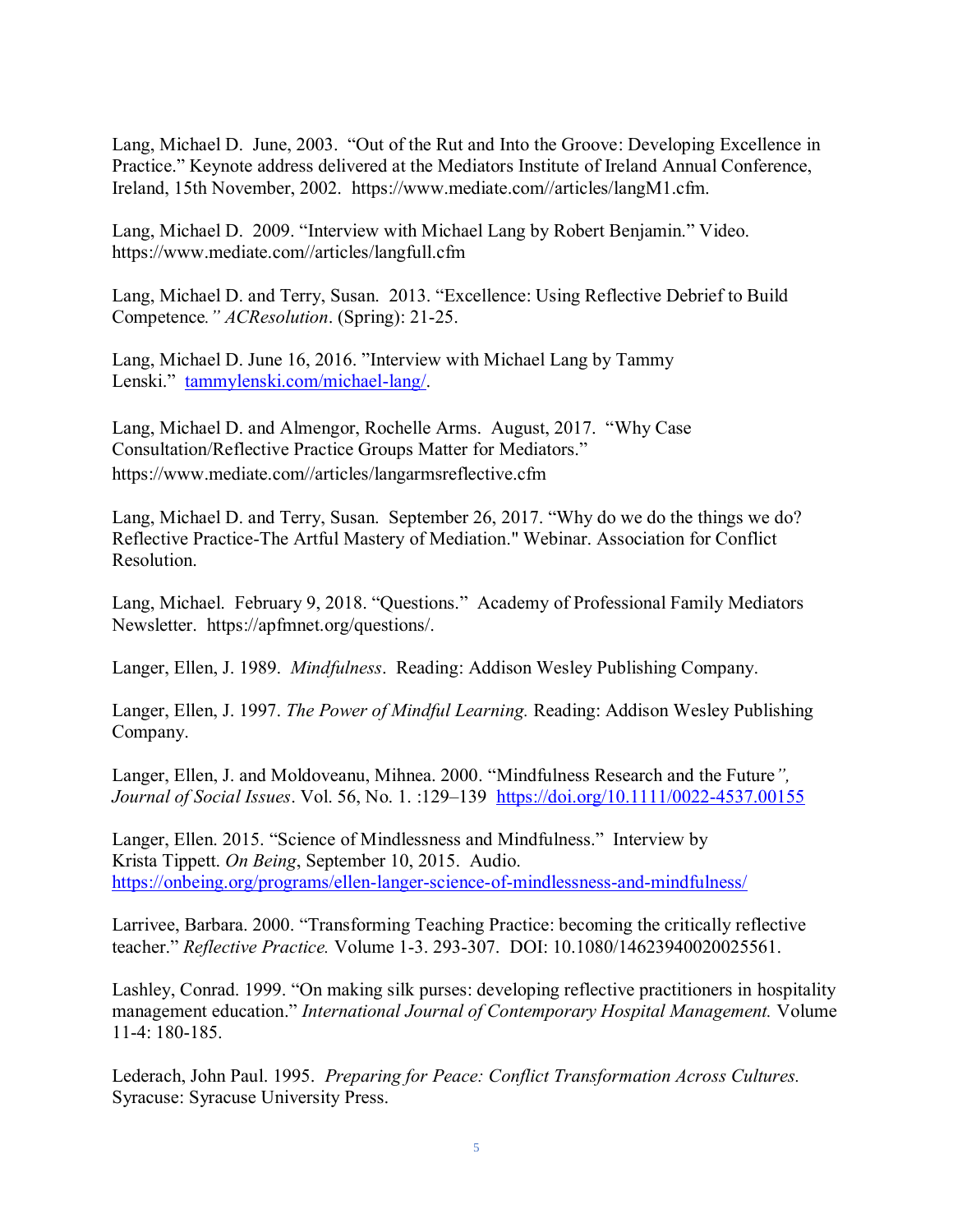Lang, Michael D. June, 2003. "Out of the Rut and Into the Groove: Developing Excellence in Practice." Keynote address delivered at the Mediators Institute of Ireland Annual Conference, Ireland, 15th November, 2002. https://www.mediate.com//articles/langM1.cfm.

Lang, Michael D. 2009. "Interview with Michael Lang by Robert Benjamin." Video. https://www.mediate.com//articles/langfull.cfm

Lang, Michael D. and Terry, Susan. 2013. "Excellence: Using Reflective Debrief to Build Competence*." ACResolution*. (Spring): 21-25.

Lang, Michael D. June 16, 2016. "Interview with Michael Lang by Tammy Lenski." [tammylenski.com/michael-lang/](tammylenski.com/michael-lang/).

Lang, Michael D. and Almengor, Rochelle Arms. August, 2017. "Why Case Consultation/Reflective Practice Groups Matter for Mediators." https://www.mediate.com//articles/langarmsreflective.cfm

Lang, Michael D. and Terry, Susan. September 26, 2017. "Why do we do the things we do? Reflective Practice-The Artful Mastery of Mediation." Webinar. Association for Conflict Resolution.

Lang, Michael. February 9, 2018. "Questions." Academy of Professional Family Mediators Newsletter. https://apfmnet.org/questions/.

Langer, Ellen, J. 1989. *Mindfulness*. Reading: Addison Wesley Publishing Company.

Langer, Ellen, J. 1997. *The Power of Mindful Learning.* Reading: Addison Wesley Publishing Company.

Langer, Ellen, J. and Moldoveanu, Mihnea. 2000. "Mindfulness Research and the Future*", Journal of Social Issues*. Vol. 56, No. 1. :129–139 [https://doi.org/10.1111/0022-4537.00155](https://doi.org/10.1111/0022-4537.00155)

Langer, Ellen. 2015. "Science of Mindlessness and Mindfulness." Interview by Krista Tippett. *On Being*, September 10, 2015. Audio. [https://onbeing.org/programs/ellen-langer-science-of-mindlessness-and-mindfulness/](https://onbeing.org/programs/ellen-langer-science-of-mindlessness-and-mindfulness/)

Larrivee, Barbara. 2000. "Transforming Teaching Practice: becoming the critically reflective teacher." *Reflective Practice.* Volume 1-3. 293-307. DOI: 10.1080/14623940020025561.

Lashley, Conrad. 1999. "On making silk purses: developing reflective practitioners in hospitality management education." *International Journal of Contemporary Hospital Management.* Volume 11-4: 180-185.

Lederach, John Paul. 1995. *Preparing for Peace: Conflict Transformation Across Cultures.* Syracuse: Syracuse University Press.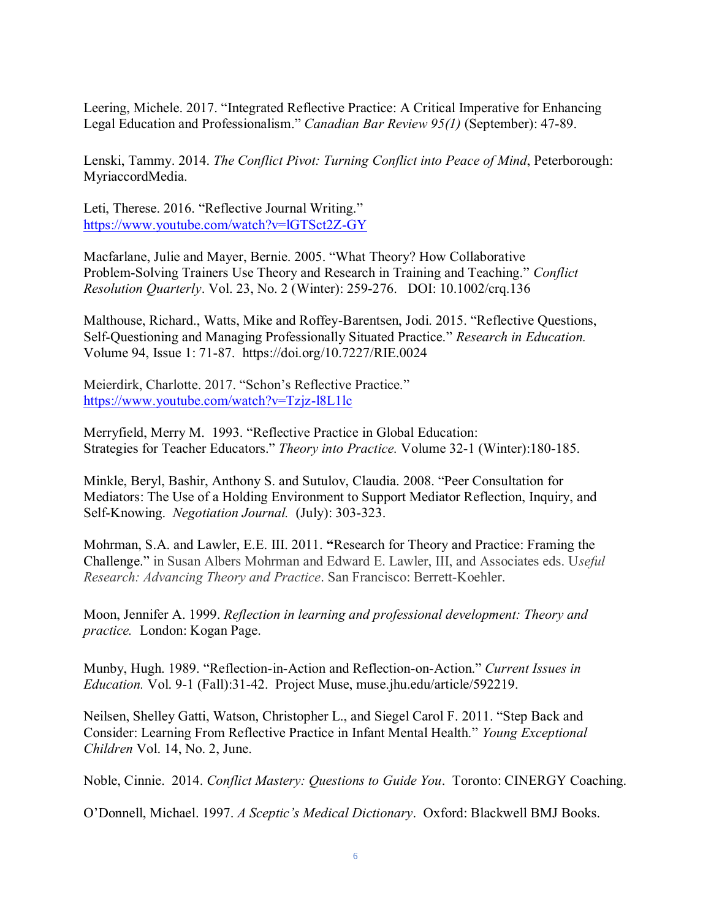Leering, Michele. 2017. “Integrated Reflective Practice: A Critical Imperative for Enhancing Legal Education and Professionalism.” *Canadian Bar Review 95(1)* (September): 47-89.

Lenski, Tammy. 2014. *The Conflict Pivot: Turning Conflict into Peace of Mind*, Peterborough: MyriaccordMedia.

Leti, Therese. 2016. “Reflective Journal Writing.” https://www.youtube.com/watch?v=lGTSct2Z-GY

Macfarlane, Julie and Mayer, Bernie. 2005. “What Theory? How Collaborative Problem-Solving Trainers Use Theory and Research in Training and Teaching.” *Conflict Resolution Quarterly*. Vol. 23, No. 2 (Winter): 259-276. DOI: 10.1002/crq.136

Malthouse, Richard., Watts, Mike and Roffey-Barentsen, Jodi. 2015. “Reflective Questions, Self-Questioning and Managing Professionally Situated Practice.” *Research in Education.* Volume 94, Issue 1: 71-87. https://doi.org/10.7227/RIE.0024

Meierdirk, Charlotte. 2017. “Schon’s Reflective Practice.” https://www.youtube.com/watch?v=Tzjz-l8L1lc

Merryfield, Merry M. 1993. “Reflective Practice in Global Education: Strategies for Teacher Educators.” *Theory into Practice.* Volume 32-1 (Winter):180-185.

Minkle, Beryl, Bashir, Anthony S. and Sutulov, Claudia. 2008. “Peer Consultation for Mediators: The Use of a Holding Environment to Support Mediator Reflection, Inquiry, and Self-Knowing. *Negotiation Journal.* (July): 303-323.

Mohrman, S.A. and Lawler, E.E. III. 2011. **“**Research for Theory and Practice: Framing the Challenge.” in Susan Albers Mohrman and Edward E. Lawler, III, and Associates eds. U*seful Research: Advancing Theory and Practice*. San Francisco: Berrett-Koehler.

Moon, Jennifer A. 1999. *Reflection in learning and professional development: Theory and practice.* London: Kogan Page.

Munby, Hugh. 1989. “Reflection-in-Action and Reflection-on-Action.” *Current Issues in Education.* Vol. 9-1 (Fall):31-42. Project Muse, muse.jhu.edu/article/592219.

Neilsen, Shelley Gatti, Watson, Christopher L., and Siegel Carol F. 2011. “Step Back and Consider: Learning From Reflective Practice in Infant Mental Health.” *Young Exceptional Children* Vol. 14, No. 2, June.

Noble, Cinnie. 2014. *Conflict Mastery: Questions to Guide You*. Toronto: CINERGY Coaching.

O’Donnell, Michael. 1997. *A Sceptic’s Medical Dictionary*. Oxford: Blackwell BMJ Books.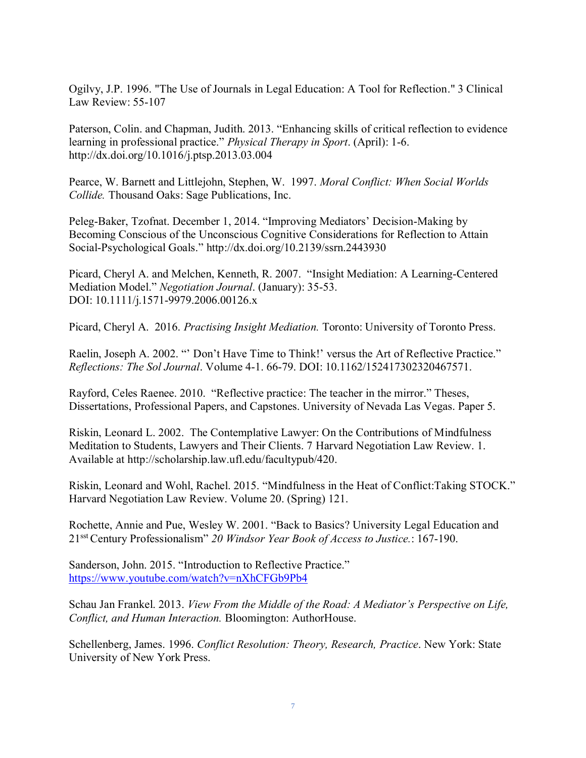Ogilvy, J.P. 1996. "The Use of Journals in Legal Education: A Tool for Reflection." 3 Clinical Law Review: 55-107

Paterson, Colin. and Chapman, Judith. 2013. "Enhancing skills of critical reflection to evidence learning in professional practice." *Physical Therapy in Sport*. (April): 1-6. http://dx.doi.org/10.1016/j.ptsp.2013.03.004

Pearce, W. Barnett and Littlejohn, Stephen, W. 1997. *Moral Conflict: When Social Worlds Collide.* Thousand Oaks: Sage Publications, Inc.

Peleg-Baker, Tzofnat. December 1, 2014. "Improving Mediators' Decision-Making by Becoming Conscious of the Unconscious Cognitive Considerations for Reflection to Attain Social-Psychological Goals." http://dx.doi.org/10.2139/ssrn.2443930

Picard, Cheryl A. and Melchen, Kenneth, R. 2007. "Insight Mediation: A Learning-Centered Mediation Model." *Negotiation Journal*. (January): 35-53. DOI: 10.1111/j.1571-9979.2006.00126.x

Picard, Cheryl A. 2016. *Practising Insight Mediation.* Toronto: University of Toronto Press.

Raelin, Joseph A. 2002. "' Don't Have Time to Think!' versus the Art of Reflective Practice." *Reflections: The Sol Journal*. Volume 4-1. 66-79. DOI: 10.1162/152417302320467571.

Rayford, Celes Raenee. 2010. "Reflective practice: The teacher in the mirror." Theses, Dissertations, Professional Papers, and Capstones. University of Nevada Las Vegas. Paper 5.

Riskin, Leonard L. 2002. The Contemplative Lawyer: On the Contributions of Mindfulness Meditation to Students, Lawyers and Their Clients. 7 Harvard Negotiation Law Review. 1. Available at http://scholarship.law.ufl.edu/facultypub/420.

Riskin, Leonard and Wohl, Rachel. 2015. "Mindfulness in the Heat of Conflict:Taking STOCK." Harvard Negotiation Law Review. Volume 20. (Spring) 121.

Rochette, Annie and Pue, Wesley W. 2001. "Back to Basics? University Legal Education and 21sst Century Professionalism" *20 Windsor Year Book of Access to Justice.*: 167-190.

Sanderson, John. 2015. "Introduction to Reflective Practice." https://www.youtube.com/watch?v=nXhCFGb9Pb4

Schau Jan Frankel. 2013. *View From the Middle of the Road: A Mediator's Perspective on Life, Conflict, and Human Interaction.* Bloomington: AuthorHouse.

Schellenberg, James. 1996. *Conflict Resolution: Theory, Research, Practice*. New York: State University of New York Press.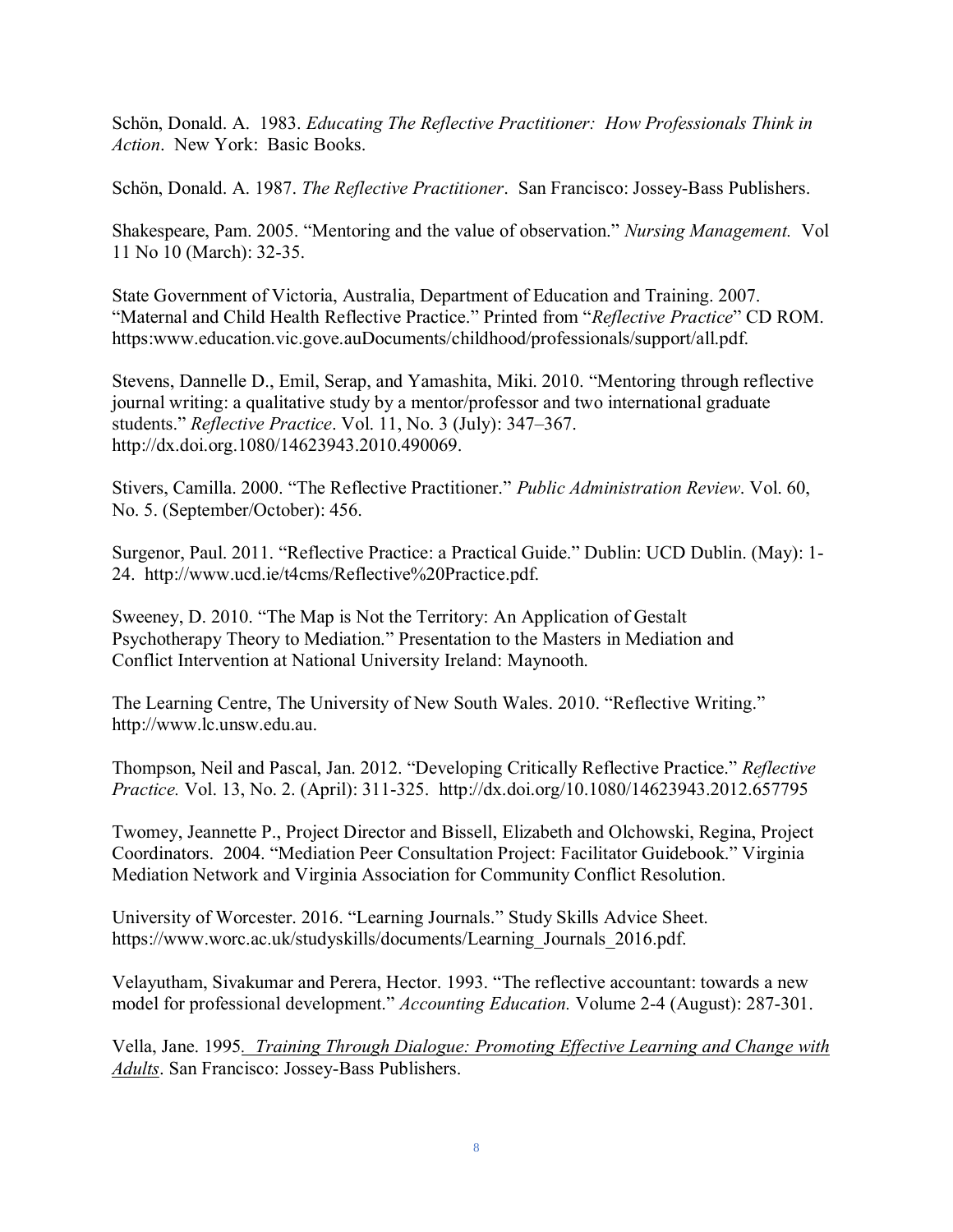Schön, Donald. A. 1983. *Educating The Reflective Practitioner: How Professionals Think in Action*. New York: Basic Books.

Schön, Donald. A. 1987. *The Reflective Practitioner*. San Francisco: Jossey-Bass Publishers.

Shakespeare, Pam. 2005. "Mentoring and the value of observation." *Nursing Management.* Vol 11 No 10 (March): 32-35.

State Government of Victoria, Australia, Department of Education and Training. 2007. "Maternal and Child Health Reflective Practice." Printed from "*Reflective Practice*" CD ROM. https:www.education.vic.gove.auDocuments/childhood/professionals/support/all.pdf.

Stevens, Dannelle D., Emil, Serap, and Yamashita, Miki. 2010. "Mentoring through reflective journal writing: a qualitative study by a mentor/professor and two international graduate students." *Reflective Practice*. Vol. 11, No. 3 (July): 347–367. http://dx.doi.org.1080/14623943.2010.490069.

Stivers, Camilla. 2000. "The Reflective Practitioner." *Public Administration Review*. Vol. 60, No. 5. (September/October): 456.

Surgenor, Paul. 2011. "Reflective Practice: a Practical Guide." Dublin: UCD Dublin. (May): 1-24. http://www.ucd.ie/t4cms/Reflective%20Practice.pdf.

Sweeney, D. 2010. "The Map is Not the Territory: An Application of Gestalt Psychotherapy Theory to Mediation." Presentation to the Masters in Mediation and Conflict Intervention at National University Ireland: Maynooth.

The Learning Centre, The University of New South Wales. 2010. "Reflective Writing." http://www.lc.unsw.edu.au.

Thompson, Neil and Pascal, Jan. 2012. "Developing Critically Reflective Practice." *Reflective Practice.* Vol. 13, No. 2. (April): 311-325. http://dx.doi.org/10.1080/14623943.2012.657795

Twomey, Jeannette P., Project Director and Bissell, Elizabeth and Olchowski, Regina, Project Coordinators. 2004. "Mediation Peer Consultation Project: Facilitator Guidebook." Virginia Mediation Network and Virginia Association for Community Conflict Resolution.

University of Worcester. 2016. "Learning Journals." Study Skills Advice Sheet. https://www.worc.ac.uk/studyskills/documents/Learning_Journals_2016.pdf.

Velayutham, Sivakumar and Perera, Hector. 1993. "The reflective accountant: towards a new model for professional development." *Accounting Education.* Volume 2-4 (August): 287-301.

Vella, Jane. 1995. *Training Through Dialogue: Promoting Effective Learning and Change with Adults*. San Francisco: Jossey-Bass Publishers.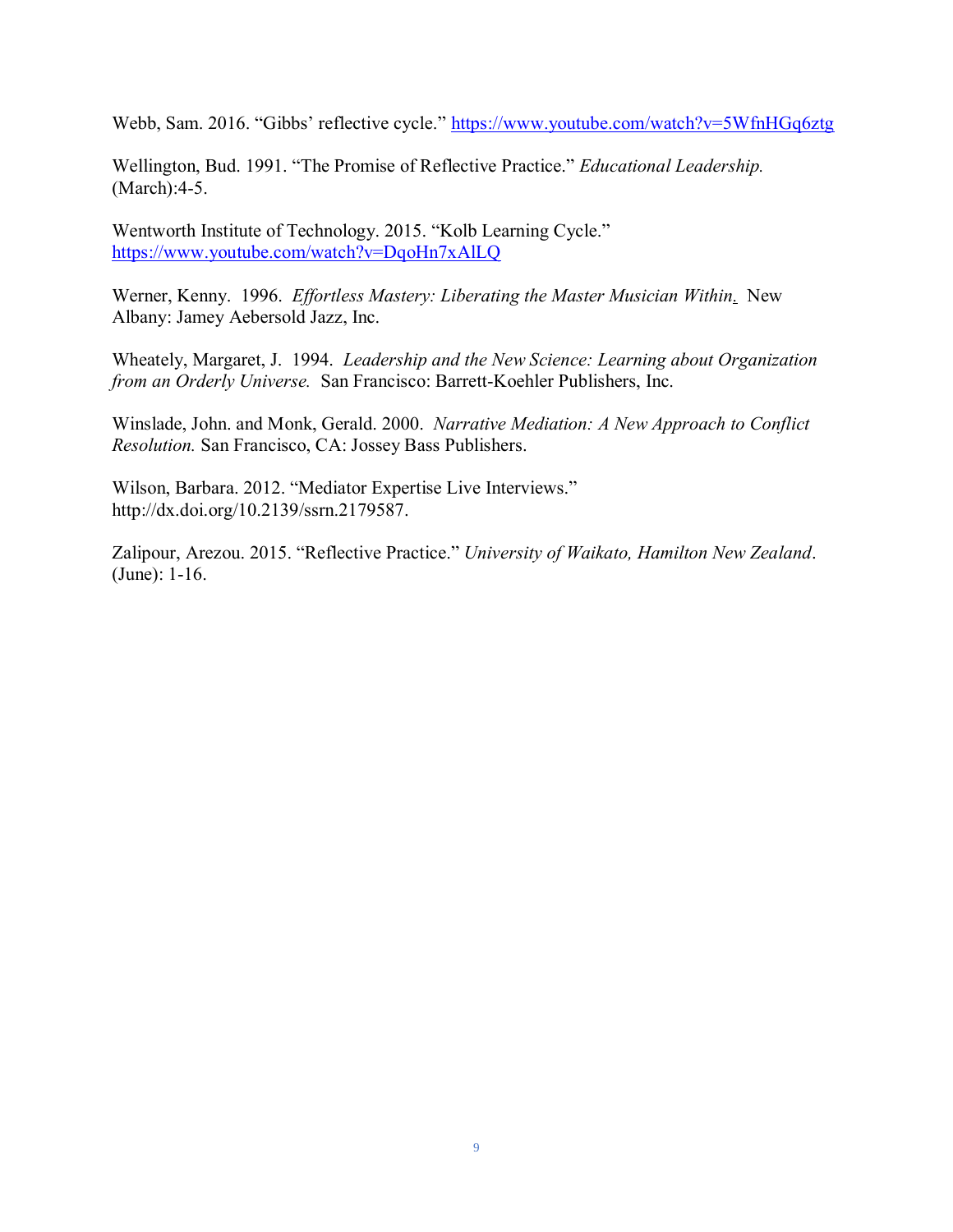Webb, Sam. 2016. "Gibbs' reflective cycle." https://www.youtube.com/watch?v=5WfnHGq6ztg

Wellington, Bud. 1991. "The Promise of Reflective Practice." *Educational Leadership.* (March):4-5.

Wentworth Institute of Technology. 2015. "Kolb Learning Cycle." https://www.youtube.com/watch?v=DqoHn7xAlLQ

Werner, Kenny. 1996. *Effortless Mastery: Liberating the Master Musician Within.* New Albany: Jamey Aebersold Jazz, Inc.

Wheately, Margaret, J. 1994. *Leadership and the New Science: Learning about Organization from an Orderly Universe.* San Francisco: Barrett-Koehler Publishers, Inc.

Winslade, John. and Monk, Gerald. 2000. *Narrative Mediation: A New Approach to Conflict Resolution.* San Francisco, CA: Jossey Bass Publishers.

Wilson, Barbara. 2012. "Mediator Expertise Live Interviews." http://dx.doi.org/10.2139/ssrn.2179587.

Zalipour, Arezou. 2015. "Reflective Practice." *University of Waikato, Hamilton New Zealand*. (June): 1-16.